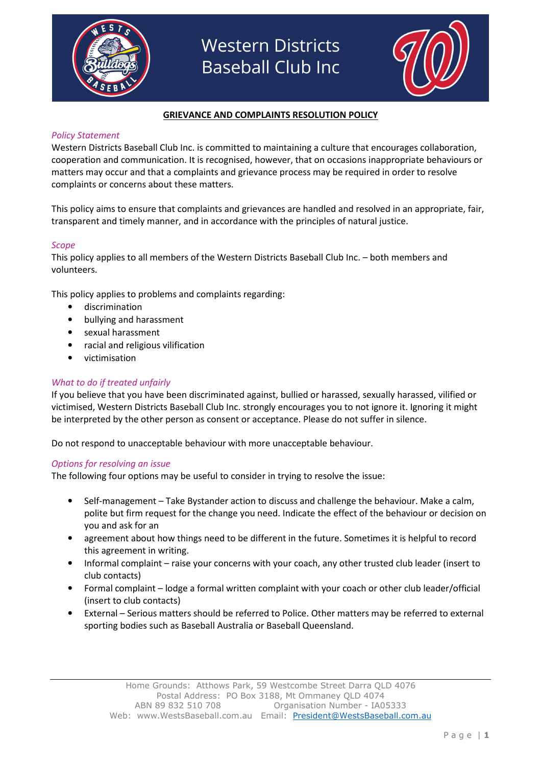# Western Districts Baseball Club Inc

## GRIEVANCE AND COMPLAINTS RESOLUTION POLICY

### *Policy Statement*

Western Districts Baseball Club Inc. is committed to maintaining a culture that encourages collaboration, cooperation and communication. It is recognised, however, that on occasions inappropriate behaviours or matters may occur and that a complaints and grievance process may be required in order to resolve complaints or concerns about these matters.

This policy aims to ensure that complaints and grievances are handled and resolved in an appropriate, fair, transparent and timely manner, and in accordance with the principles of natural justice.

### *Scope*

This policy applies to all members of the Western Districts Baseball Club Inc. – both members and volunteers.

This policy applies to problems and complaints regarding:

- discrimination
- bullying and harassment
- sexual harassment
- racial and religious vilification
- victimisation

### *What to do if treated unfairly*

If you believe that you have been discriminated against, bullied or harassed, sexually harassed, vilified or victimised, Western Districts Baseball Club Inc. strongly encourages you to not ignore it. Ignoring it might be interpreted by the other person as consent or acceptance. Please do not suffer in silence.

Do not respond to unacceptable behaviour with more unacceptable behaviour.

### *Options for resolving an issue*

The following four options may be useful to consider in trying to resolve the issue:

- Self-management – Take Bystander action to discuss and challenge the behaviour. Make a calm, polite but firm request for the change you need. Indicate the effect of the behaviour or decision on you and ask for an
- agreement about how things need to be different in the future. Sometimes it is helpful to record this agreement in writing.
- Informal complaint – raise your concerns with your coach, any other trusted club leader (insert to club contacts)
- Formal complaint – lodge a formal written complaint with your coach or other club leader/official (insert to club contacts)
- External – Serious matters should be referred to Police. Other matters may be referred to external sporting bodies such as Baseball Australia or Baseball Queensland.

Home Grounds: Atthows Park, 59 Westcombe Street Darra QLD 4076
Postal Address: PO Box 3188, Mt Ommaney QLD 4074
ABN 89 832 510 708 Organisation Number - IA05333
Web: www.WestsBaseball.com.au Email: President@WestsBaseball.com.au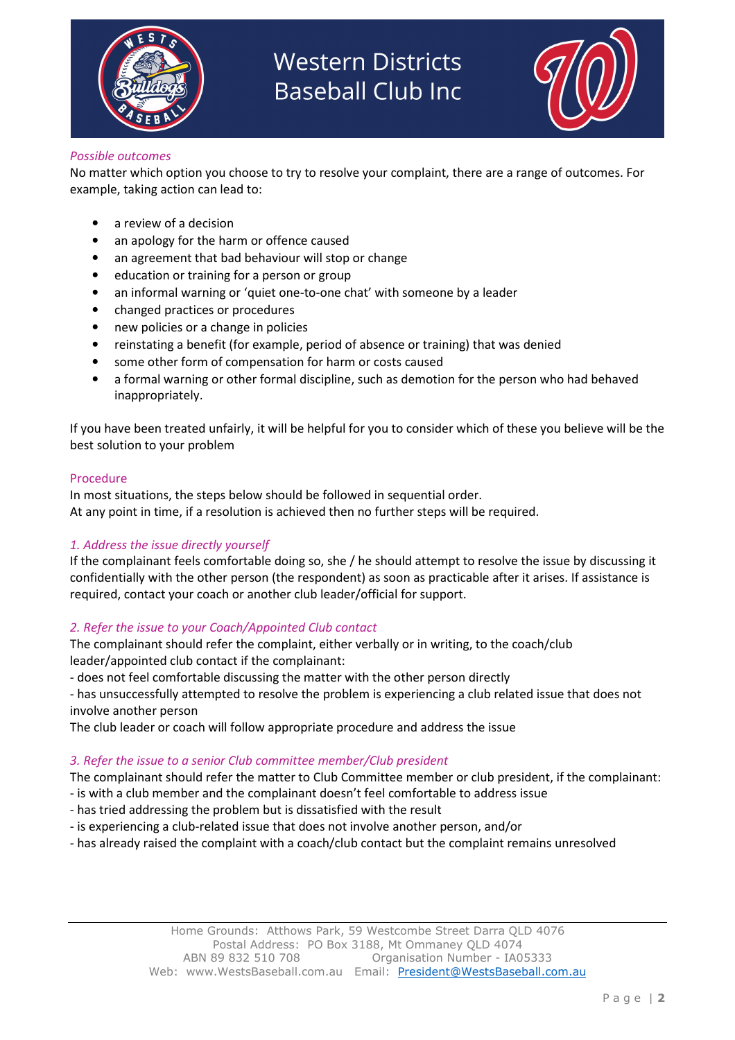*Possible outcomes*

No matter which option you choose to try to resolve your complaint, there are a range of outcomes. For example, taking action can lead to:

- a review of a decision
- an apology for the harm or offence caused
- an agreement that bad behaviour will stop or change
- education or training for a person or group
- an informal warning or 'quiet one-to-one chat' with someone by a leader
- changed practices or procedures
- new policies or a change in policies
- reinstating a benefit (for example, period of absence or training) that was denied
- some other form of compensation for harm or costs caused
- a formal warning or other formal discipline, such as demotion for the person who had behaved inappropriately.

If you have been treated unfairly, it will be helpful for you to consider which of these you believe will be the best solution to your problem

## Procedure

In most situations, the steps below should be followed in sequential order.
At any point in time, if a resolution is achieved then no further steps will be required.

*1. Address the issue directly yourself*

If the complainant feels comfortable doing so, she / he should attempt to resolve the issue by discussing it confidentially with the other person (the respondent) as soon as practicable after it arises. If assistance is required, contact your coach or another club leader/official for support.

*2. Refer the issue to your Coach/Appointed Club contact*

The complainant should refer the complaint, either verbally or in writing, to the coach/club leader/appointed club contact if the complainant:
- does not feel comfortable discussing the matter with the other person directly
- has unsuccessfully attempted to resolve the problem is experiencing a club related issue that does not involve another person

The club leader or coach will follow appropriate procedure and address the issue

*3. Refer the issue to a senior Club committee member/Club president*

The complainant should refer the matter to Club Committee member or club president, if the complainant:
- is with a club member and the complainant doesn't feel comfortable to address issue
- has tried addressing the problem but is dissatisfied with the result
- is experiencing a club-related issue that does not involve another person, and/or
- has already raised the complaint with a coach/club contact but the complaint remains unresolved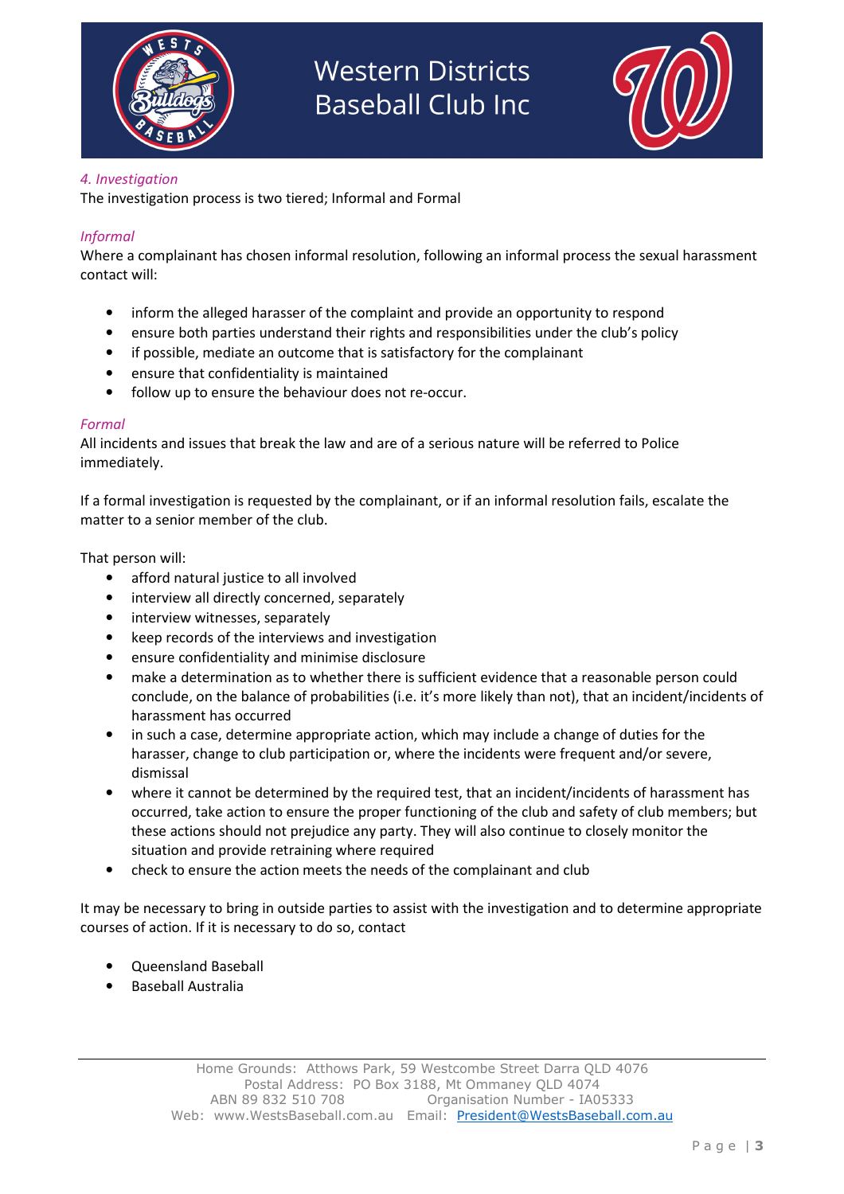*4. Investigation*

The investigation process is two tiered; Informal and Formal

*Informal*

Where a complainant has chosen informal resolution, following an informal process the sexual harassment contact will:

- inform the alleged harasser of the complaint and provide an opportunity to respond
- ensure both parties understand their rights and responsibilities under the club's policy
- if possible, mediate an outcome that is satisfactory for the complainant
- ensure that confidentiality is maintained
- follow up to ensure the behaviour does not re-occur.

*Formal*

All incidents and issues that break the law and are of a serious nature will be referred to Police immediately.

If a formal investigation is requested by the complainant, or if an informal resolution fails, escalate the matter to a senior member of the club.

That person will:

- afford natural justice to all involved
- interview all directly concerned, separately
- interview witnesses, separately
- keep records of the interviews and investigation
- ensure confidentiality and minimise disclosure
- make a determination as to whether there is sufficient evidence that a reasonable person could conclude, on the balance of probabilities (i.e. it's more likely than not), that an incident/incidents of harassment has occurred
- in such a case, determine appropriate action, which may include a change of duties for the harasser, change to club participation or, where the incidents were frequent and/or severe, dismissal
- where it cannot be determined by the required test, that an incident/incidents of harassment has occurred, take action to ensure the proper functioning of the club and safety of club members; but these actions should not prejudice any party. They will also continue to closely monitor the situation and provide retraining where required
- check to ensure the action meets the needs of the complainant and club

It may be necessary to bring in outside parties to assist with the investigation and to determine appropriate courses of action. If it is necessary to do so, contact

- Queensland Baseball
- Baseball Australia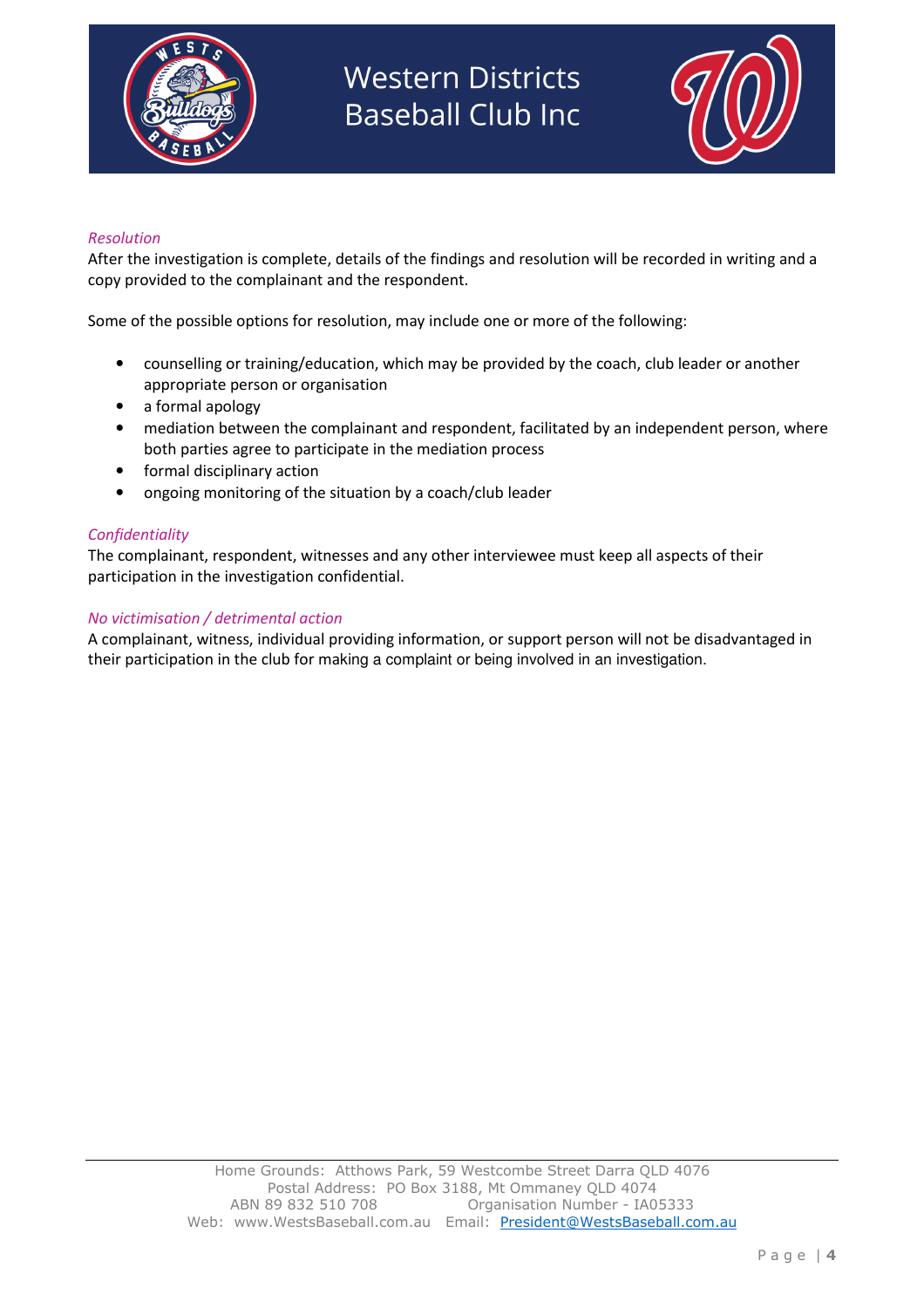*Resolution*

After the investigation is complete, details of the findings and resolution will be recorded in writing and a copy provided to the complainant and the respondent.

Some of the possible options for resolution, may include one or more of the following:

- counselling or training/education, which may be provided by the coach, club leader or another appropriate person or organisation
- a formal apology
- mediation between the complainant and respondent, facilitated by an independent person, where both parties agree to participate in the mediation process
- formal disciplinary action
- ongoing monitoring of the situation by a coach/club leader

*Confidentiality*

The complainant, respondent, witnesses and any other interviewee must keep all aspects of their participation in the investigation confidential.

*No victimisation / detrimental action*

A complainant, witness, individual providing information, or support person will not be disadvantaged in their participation in the club for making a complaint or being involved in an investigation.